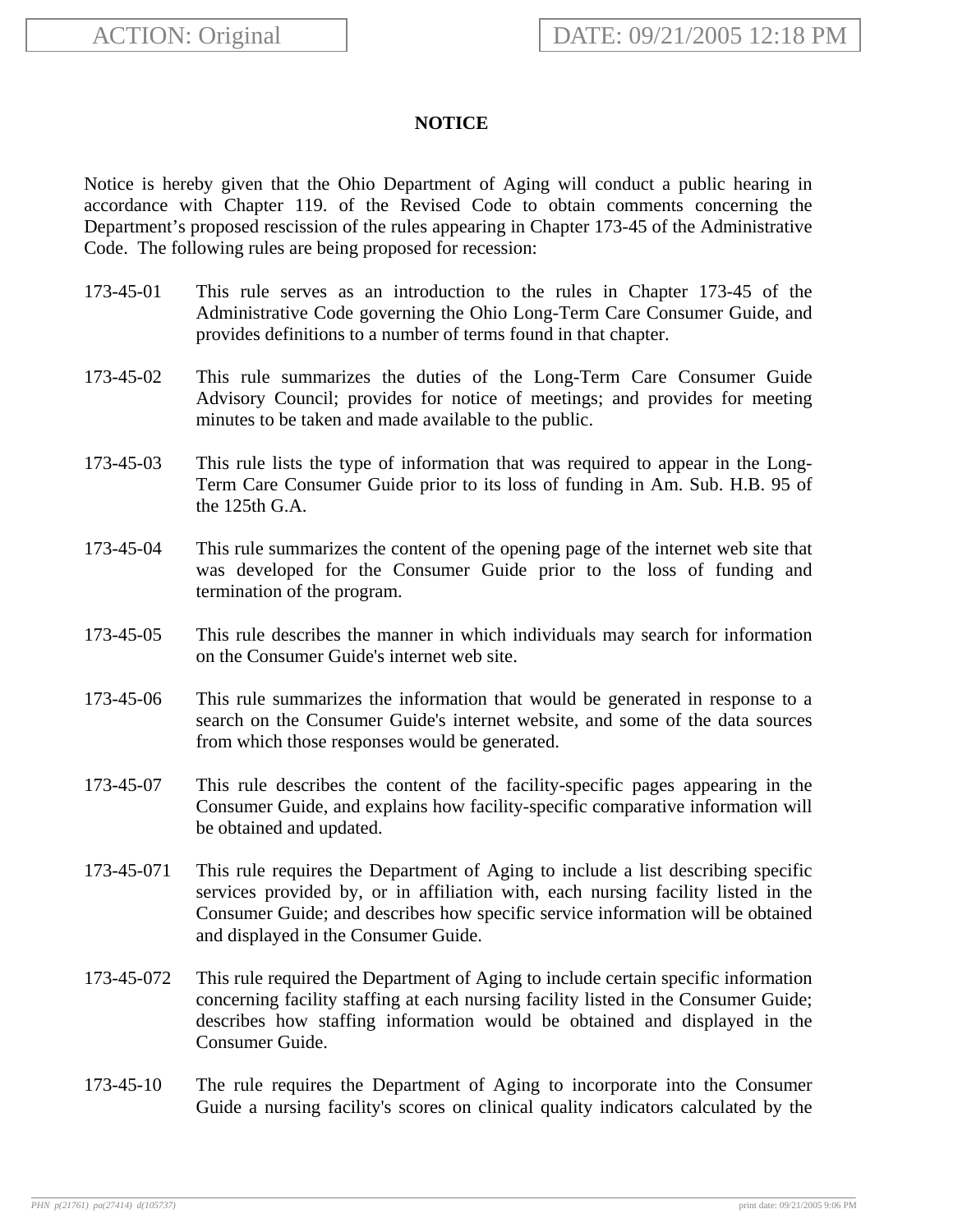ACTION: Original

DATE: 09/21/2005 12:18 PM

**NOTICE**

Notice is hereby given that the Ohio Department of Aging will conduct a public hearing in accordance with Chapter 119. of the Revised Code to obtain comments concerning the Department's proposed rescission of the rules appearing in Chapter 173-45 of the Administrative Code. The following rules are being proposed for recession:

173-45-01 This rule serves as an introduction to the rules in Chapter 173-45 of the Administrative Code governing the Ohio Long-Term Care Consumer Guide, and provides definitions to a number of terms found in that chapter.

173-45-02 This rule summarizes the duties of the Long-Term Care Consumer Guide Advisory Council; provides for notice of meetings; and provides for meeting minutes to be taken and made available to the public.

173-45-03 This rule lists the type of information that was required to appear in the Long-Term Care Consumer Guide prior to its loss of funding in Am. Sub. H.B. 95 of the 125th G.A.

173-45-04 This rule summarizes the content of the opening page of the internet web site that was developed for the Consumer Guide prior to the loss of funding and termination of the program.

173-45-05 This rule describes the manner in which individuals may search for information on the Consumer Guide's internet web site.

173-45-06 This rule summarizes the information that would be generated in response to a search on the Consumer Guide's internet website, and some of the data sources from which those responses would be generated.

173-45-07 This rule describes the content of the facility-specific pages appearing in the Consumer Guide, and explains how facility-specific comparative information will be obtained and updated.

173-45-071 This rule requires the Department of Aging to include a list describing specific services provided by, or in affiliation with, each nursing facility listed in the Consumer Guide; and describes how specific service information will be obtained and displayed in the Consumer Guide.

173-45-072 This rule required the Department of Aging to include certain specific information concerning facility staffing at each nursing facility listed in the Consumer Guide; describes how staffing information would be obtained and displayed in the Consumer Guide.

173-45-10 The rule requires the Department of Aging to incorporate into the Consumer Guide a nursing facility's scores on clinical quality indicators calculated by the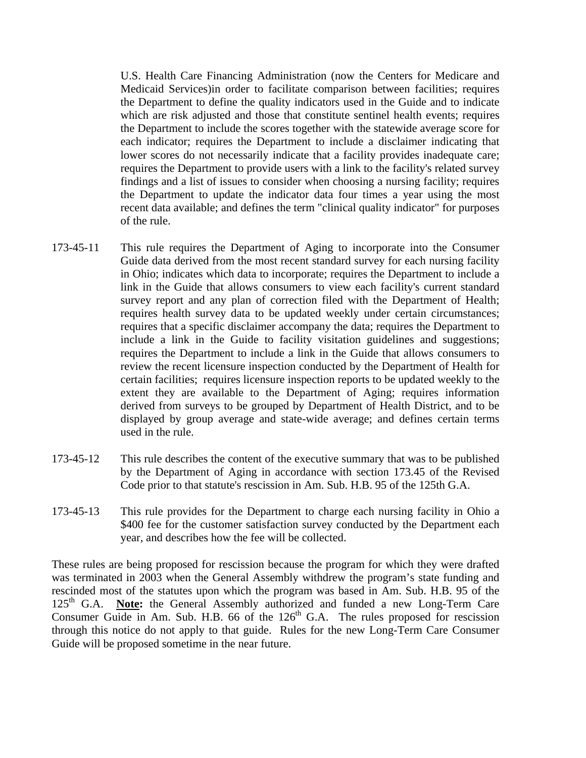U.S. Health Care Financing Administration (now the Centers for Medicare and Medicaid Services)in order to facilitate comparison between facilities; requires the Department to define the quality indicators used in the Guide and to indicate which are risk adjusted and those that constitute sentinel health events; requires the Department to include the scores together with the statewide average score for each indicator; requires the Department to include a disclaimer indicating that lower scores do not necessarily indicate that a facility provides inadequate care; requires the Department to provide users with a link to the facility's related survey findings and a list of issues to consider when choosing a nursing facility; requires the Department to update the indicator data four times a year using the most recent data available; and defines the term "clinical quality indicator" for purposes of the rule.

173-45-11 This rule requires the Department of Aging to incorporate into the Consumer Guide data derived from the most recent standard survey for each nursing facility in Ohio; indicates which data to incorporate; requires the Department to include a link in the Guide that allows consumers to view each facility's current standard survey report and any plan of correction filed with the Department of Health; requires health survey data to be updated weekly under certain circumstances; requires that a specific disclaimer accompany the data; requires the Department to include a link in the Guide to facility visitation guidelines and suggestions; requires the Department to include a link in the Guide that allows consumers to review the recent licensure inspection conducted by the Department of Health for certain facilities; requires licensure inspection reports to be updated weekly to the extent they are available to the Department of Aging; requires information derived from surveys to be grouped by Department of Health District, and to be displayed by group average and state-wide average; and defines certain terms used in the rule.

173-45-12 This rule describes the content of the executive summary that was to be published by the Department of Aging in accordance with section 173.45 of the Revised Code prior to that statute's rescission in Am. Sub. H.B. 95 of the 125th G.A.

173-45-13 This rule provides for the Department to charge each nursing facility in Ohio a \$400 fee for the customer satisfaction survey conducted by the Department each year, and describes how the fee will be collected.

These rules are being proposed for rescission because the program for which they were drafted was terminated in 2003 when the General Assembly withdrew the program's state funding and rescinded most of the statutes upon which the program was based in Am. Sub. H.B. 95 of the 125th G.A. **<u>Note</u>:** the General Assembly authorized and funded a new Long-Term Care Consumer Guide in Am. Sub. H.B. 66 of the 126th G.A. The rules proposed for rescission through this notice do not apply to that guide. Rules for the new Long-Term Care Consumer Guide will be proposed sometime in the near future.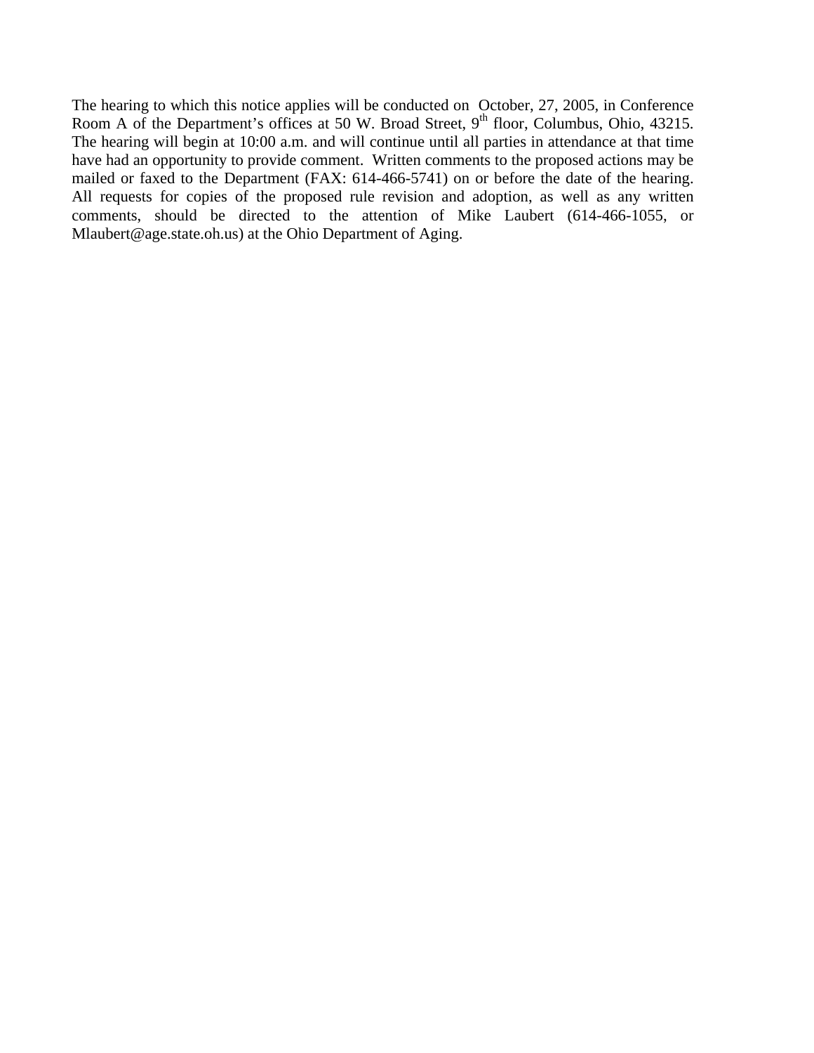The hearing to which this notice applies will be conducted on October, 27, 2005, in Conference Room A of the Department's offices at 50 W. Broad Street, 9th floor, Columbus, Ohio, 43215. The hearing will begin at 10:00 a.m. and will continue until all parties in attendance at that time have had an opportunity to provide comment. Written comments to the proposed actions may be mailed or faxed to the Department (FAX: 614-466-5741) on or before the date of the hearing. All requests for copies of the proposed rule revision and adoption, as well as any written comments, should be directed to the attention of Mike Laubert (614-466-1055, or Mlaubert@age.state.oh.us) at the Ohio Department of Aging.